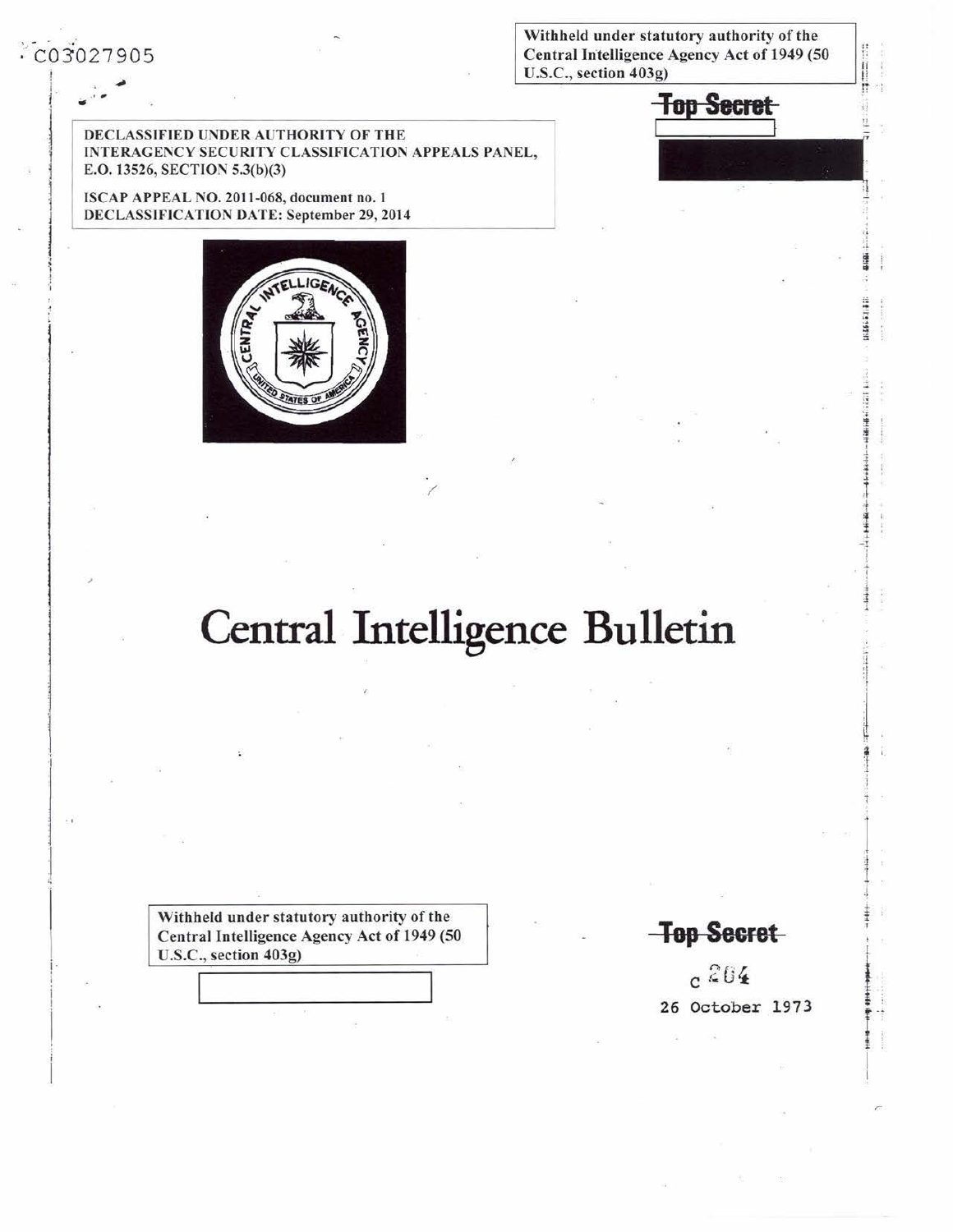C03027905

Withheld under statutory authority of the Central Intelligence Agency Act of 1949 (50 U.S.C., section 403g)

~~Top Secret~~

DECLASSIFIED UNDER AUTHORITY OF THE INTERAGENCY SECURITY CLASSIFICATION APPEALS PANEL, E.O. 13526, SECTION 5.3(b)(3)

ISCAP APPEAL NO. 2011-068, document no. 1
DECLASSIFICATION DATE: September 29, 2014

# Central Intelligence Bulletin

Withheld under statutory authority of the Central Intelligence Agency Act of 1949 (50 U.S.C., section 403g)

~~Top Secret~~

C 204

26 October 1973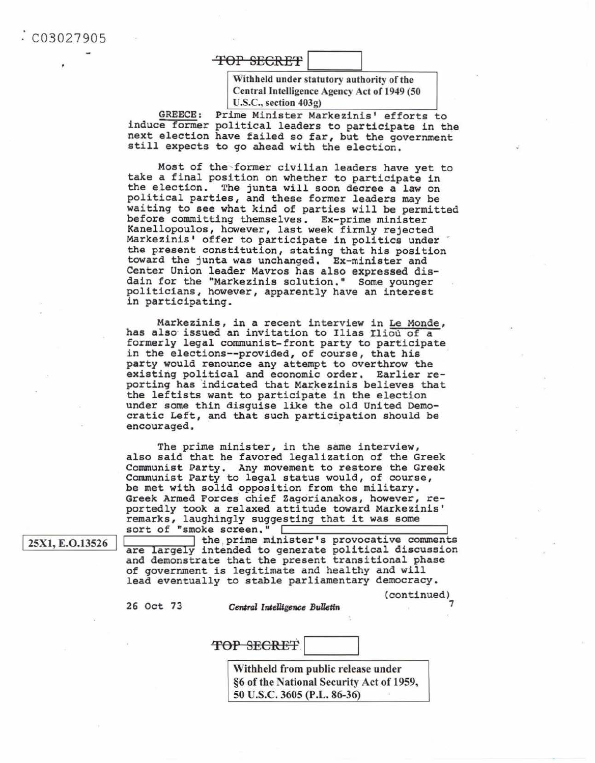C03027905

~~TOP SECRET~~

Withheld under statutory authority of the Central Intelligence Agency Act of 1949 (50 U.S.C., section 403g)

GREECE: Prime Minister Markezinis' efforts to induce former political leaders to participate in the next election have failed so far, but the government still expects to go ahead with the election.

Most of the former civilian leaders have yet to take a final position on whether to participate in the election. The junta will soon decree a law on political parties, and these former leaders may be waiting to see what kind of parties will be permitted before committing themselves. Ex-prime minister Kanellopoulos, however, last week firmly rejected Markezinis' offer to participate in politics under the present constitution, stating that his position toward the junta was unchanged. Ex-minister and Center Union leader Mavros has also expressed disdain for the "Markezinis solution." Some younger politicians, however, apparently have an interest in participating.

Markezinis, in a recent interview in Le Monde, has also issued an invitation to Ilias Iliou of a formerly legal communist-front party to participate in the elections--provided, of course, that his party would renounce any attempt to overthrow the existing political and economic order. Earlier reporting has indicated that Markezinis believes that the leftists want to participate in the election under some thin disguise like the old United Democratic Left, and that such participation should be encouraged.

The prime minister, in the same interview, also said that he favored legalization of the Greek Communist Party. Any movement to restore the Greek Communist Party to legal status would, of course, be met with solid opposition from the military. Greek Armed Forces chief Zagorianakos, however, reportedly took a relaxed attitude toward Markezinis' remarks, laughingly suggesting that it was some sort of "smoke screen." [redacted] the prime minister's provocative comments are largely intended to generate political discussion and demonstrate that the present transitional phase of government is legitimate and healthy and will lead eventually to stable parliamentary democracy.

25X1, E.O.13526

(continued)

26 Oct 73 *Central Intelligence Bulletin*

~~TOP SECRET~~

Withheld from public release under §6 of the National Security Act of 1959, 50 U.S.C. 3605 (P.L. 86-36)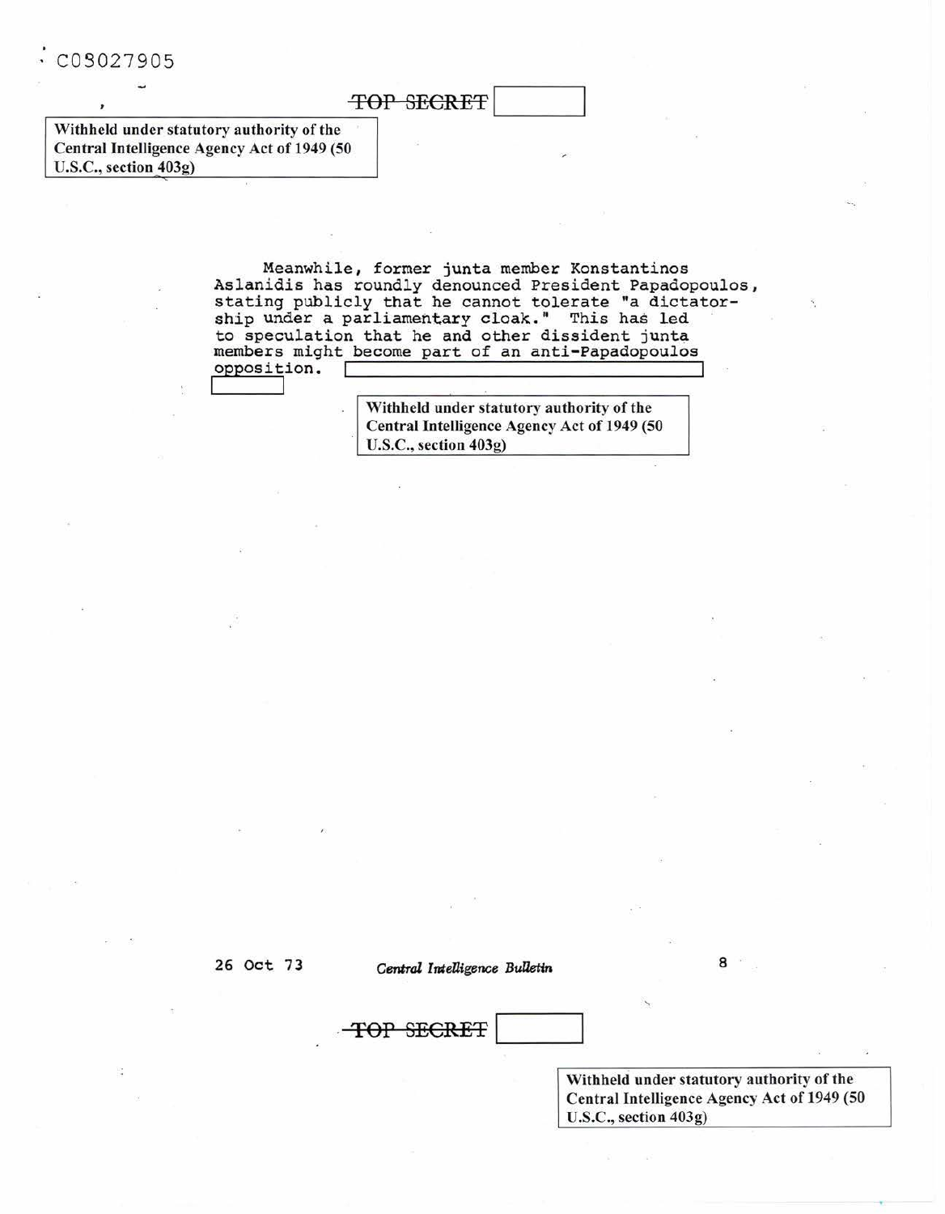C03027905

TOP SECRET

Withheld under statutory authority of the Central Intelligence Agency Act of 1949 (50 U.S.C., section 403g)

Meanwhile, former junta member Konstantinos Aslanidis has roundly denounced President Papadopoulos, stating publicly that he cannot tolerate "a dictatorship under a parliamentary cloak." This has led to speculation that he and other dissident junta members might become part of an anti-Papadopoulos opposition.

Withheld under statutory authority of the Central Intelligence Agency Act of 1949 (50 U.S.C., section 403g)

26 Oct 73 *Central Intelligence Bulletin*

TOP SECRET

Withheld under statutory authority of the Central Intelligence Agency Act of 1949 (50 U.S.C., section 403g)